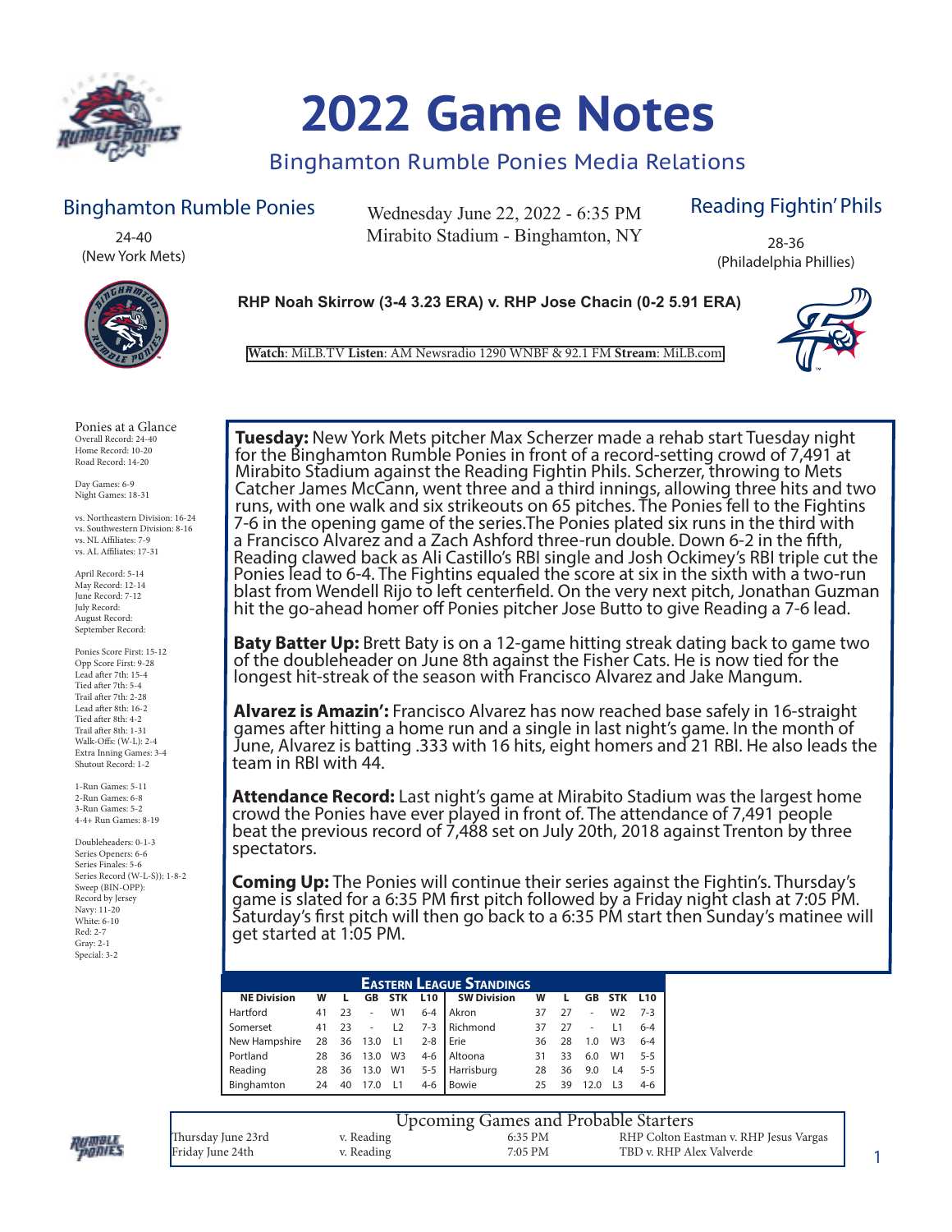# 2022 Game Notes

## Binghamton Rumble Ponies Media Relations

**Binghamton Rumble Ponies**
24-40
(New York Mets)

Wednesday June 22, 2022 - 6:35 PM
Mirabito Stadium - Binghamton, NY

**Reading Fightin' Phils**
28-36
(Philadelphia Phillies)

**RHP Noah Skirrow (3-4 3.23 ERA) v. RHP Jose Chacin (0-2 5.91 ERA)**

**Watch**: MiLB.TV **Listen**: AM Newsradio 1290 WNBF & 92.1 FM **Stream**: MiLB.com

Ponies at a Glance
Overall Record: 24-40
Home Record: 10-20
Road Record: 14-20

Day Games: 6-9
Night Games: 18-31

vs. Northeastern Division: 16-24
vs. Southwestern Division: 8-16
vs. NL Affiliates: 7-9
vs. AL Affiliates: 17-31

April Record: 5-14
May Record: 12-14
June Record: 7-12
July Record:
August Record:
September Record:

Ponies Score First: 15-12
Opp Score First: 9-28
Lead after 7th: 15-4
Tied after 7th: 5-4
Trail after 7th: 2-28
Lead after 8th: 16-2
Tied after 8th: 4-2
Trail after 8th: 1-31
Walk-Offs: (W-L): 2-4
Extra Inning Games: 3-4
Shutout Record: 1-2

1-Run Games: 5-11
2-Run Games: 6-8
3-Run Games: 5-2
4-4+ Run Games: 8-19

Doubleheaders: 0-1-3
Series Openers: 6-6
Series Finales: 5-6
Series Record (W-L-S)): 1-8-2
Sweep (BIN-OPP):
Record by Jersey
Navy: 11-20
White: 6-10
Red: 2-7
Gray: 2-1
Special: 3-2

**Tuesday:** New York Mets pitcher Max Scherzer made a rehab start Tuesday night for the Binghamton Rumble Ponies in front of a record-setting crowd of 7,491 at Mirabito Stadium against the Reading Fightin Phils. Scherzer, throwing to Mets Catcher James McCann, went three and a third innings, allowing three hits and two runs, with one walk and six strikeouts on 65 pitches. The Ponies fell to the Fightins 7-6 in the opening game of the series.The Ponies plated six runs in the third with a Francisco Alvarez and a Zach Ashford three-run double. Down 6-2 in the fifth, Reading clawed back as Ali Castillo's RBI single and Josh Ockimey's RBI triple cut the Ponies lead to 6-4. The Fightins equaled the score at six in the sixth with a two-run blast from Wendell Rijo to left centerfield. On the very next pitch, Jonathan Guzman hit the go-ahead homer off Ponies pitcher Jose Butto to give Reading a 7-6 lead.

**Baty Batter Up:** Brett Baty is on a 12-game hitting streak dating back to game two of the doubleheader on June 8th against the Fisher Cats. He is now tied for the longest hit-streak of the season with Francisco Alvarez and Jake Mangum.

**Alvarez is Amazin':** Francisco Alvarez has now reached base safely in 16-straight games after hitting a home run and a single in last night's game. In the month of June, Alvarez is batting .333 with 16 hits, eight homers and 21 RBI. He also leads the team in RBI with 44.

**Attendance Record:** Last night's game at Mirabito Stadium was the largest home crowd the Ponies have ever played in front of. The attendance of 7,491 people beat the previous record of 7,488 set on July 20th, 2018 against Trenton by three spectators.

**Coming Up:** The Ponies will continue their series against the Fightin's. Thursday's game is slated for a 6:35 PM first pitch followed by a Friday night clash at 7:05 PM. Saturday's first pitch will then go back to a 6:35 PM start then Sunday's matinee will get started at 1:05 PM.

**Eastern League Standings**

| NE Division | W | L | GB | STK | L10 | SW Division | W | L | GB | STK | L10 |
|---|---|---|---|---|---|---|---|---|---|---|---|
| Hartford | 41 | 23 | - | W1 | 6-4 | Akron | 37 | 27 | - | W2 | 7-3 |
| Somerset | 41 | 23 | - | L2 | 7-3 | Richmond | 37 | 27 | - | L1 | 6-4 |
| New Hampshire | 28 | 36 | 13.0 | L1 | 2-8 | Erie | 36 | 28 | 1.0 | W3 | 6-4 |
| Portland | 28 | 36 | 13.0 | W3 | 4-6 | Altoona | 31 | 33 | 6.0 | W1 | 5-5 |
| Reading | 28 | 36 | 13.0 | W1 | 5-5 | Harrisburg | 28 | 36 | 9.0 | L4 | 5-5 |
| Binghamton | 24 | 40 | 17.0 | L1 | 4-6 | Bowie | 25 | 39 | 12.0 | L3 | 4-6 |

**Upcoming Games and Probable Starters**

| | | | |
|---|---|---|---|
| Thursday June 23rd | v. Reading | 6:35 PM | RHP Colton Eastman v. RHP Jesus Vargas |
| Friday June 24th | v. Reading | 7:05 PM | TBD v. RHP Alex Valverde |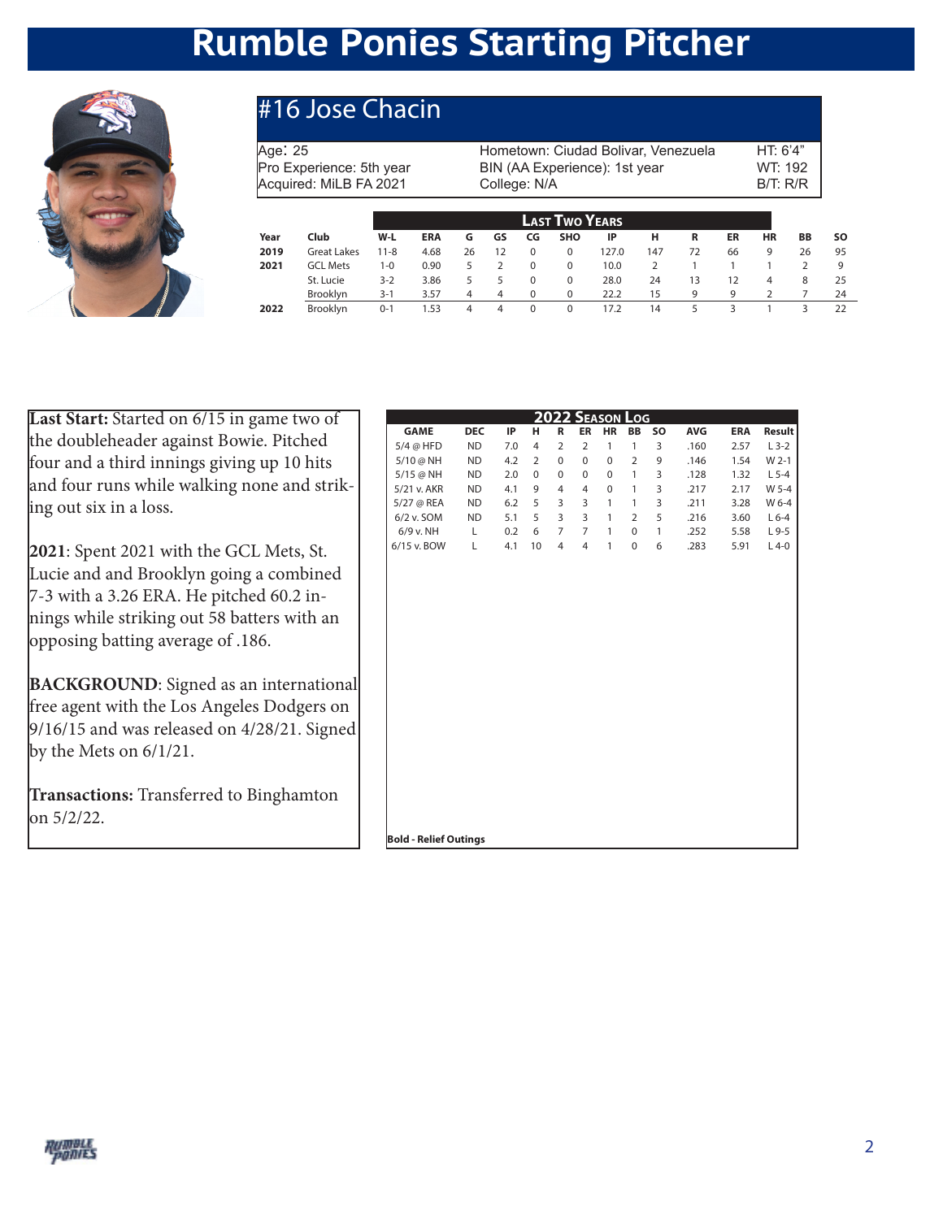# Rumble Ponies Starting Pitcher

## #16 Jose Chacin

| | | |
|---|---|---|
| Age: 25 | Hometown: Ciudad Bolivar, Venezuela | HT: 6'4" |
| Pro Experience: 5th year | BIN (AA Experience): 1st year | WT: 192 |
| Acquired: MiLB FA 2021 | College: N/A | B/T: R/R |

**Last Two Years**

| Year | Club | W-L | ERA | G | GS | CG | SHO | IP | H | R | ER | HR | BB | SO |
|---|---|---|---|---|---|---|---|---|---|---|---|---|---|---|
| 2019 | Great Lakes | 11-8 | 4.68 | 26 | 12 | 0 | 0 | 127.0 | 147 | 72 | 66 | 9 | 26 | 95 |
| 2021 | GCL Mets | 1-0 | 0.90 | 5 | 2 | 0 | 0 | 10.0 | 2 | 1 | 1 | 1 | 2 | 9 |
| | St. Lucie | 3-2 | 3.86 | 5 | 5 | 0 | 0 | 28.0 | 24 | 13 | 12 | 4 | 8 | 25 |
| | Brooklyn | 3-1 | 3.57 | 4 | 4 | 0 | 0 | 22.2 | 15 | 9 | 9 | 2 | 7 | 24 |
| 2022 | Brooklyn | 0-1 | 1.53 | 4 | 4 | 0 | 0 | 17.2 | 14 | 5 | 3 | 1 | 3 | 22 |

**Last Start:** Started on 6/15 in game two of the doubleheader against Bowie. Pitched four and a third innings giving up 10 hits and four runs while walking none and striking out six in a loss.

**2021**: Spent 2021 with the GCL Mets, St. Lucie and and Brooklyn going a combined 7-3 with a 3.26 ERA. He pitched 60.2 innings while striking out 58 batters with an opposing batting average of .186.

**BACKGROUND**: Signed as an international free agent with the Los Angeles Dodgers on 9/16/15 and was released on 4/28/21. Signed by the Mets on 6/1/21.

**Transactions:** Transferred to Binghamton on 5/2/22.

**2022 Season Log**

| GAME | DEC | IP | H | R | ER | HR | BB | SO | AVG | ERA | Result |
|---|---|---|---|---|---|---|---|---|---|---|---|
| 5/4 @ HFD | ND | 7.0 | 4 | 2 | 2 | 1 | 1 | 3 | .160 | 2.57 | L 3-2 |
| 5/10 @ NH | ND | 4.2 | 2 | 0 | 0 | 0 | 2 | 9 | .146 | 1.54 | W 2-1 |
| 5/15 @ NH | ND | 2.0 | 0 | 0 | 0 | 0 | 1 | 3 | .128 | 1.32 | L 5-4 |
| 5/21 v. AKR | ND | 4.1 | 9 | 4 | 4 | 0 | 1 | 3 | .217 | 2.17 | W 5-4 |
| 5/27 @ REA | ND | 6.2 | 5 | 3 | 3 | 1 | 1 | 3 | .211 | 3.28 | W 6-4 |
| 6/2 v. SOM | ND | 5.1 | 5 | 3 | 3 | 1 | 2 | 5 | .216 | 3.60 | L 6-4 |
| 6/9 v. NH | L | 0.2 | 6 | 7 | 7 | 1 | 0 | 1 | .252 | 5.58 | L 9-5 |
| 6/15 v. BOW | L | 4.1 | 10 | 4 | 4 | 1 | 0 | 6 | .283 | 5.91 | L 4-0 |

**Bold - Relief Outings**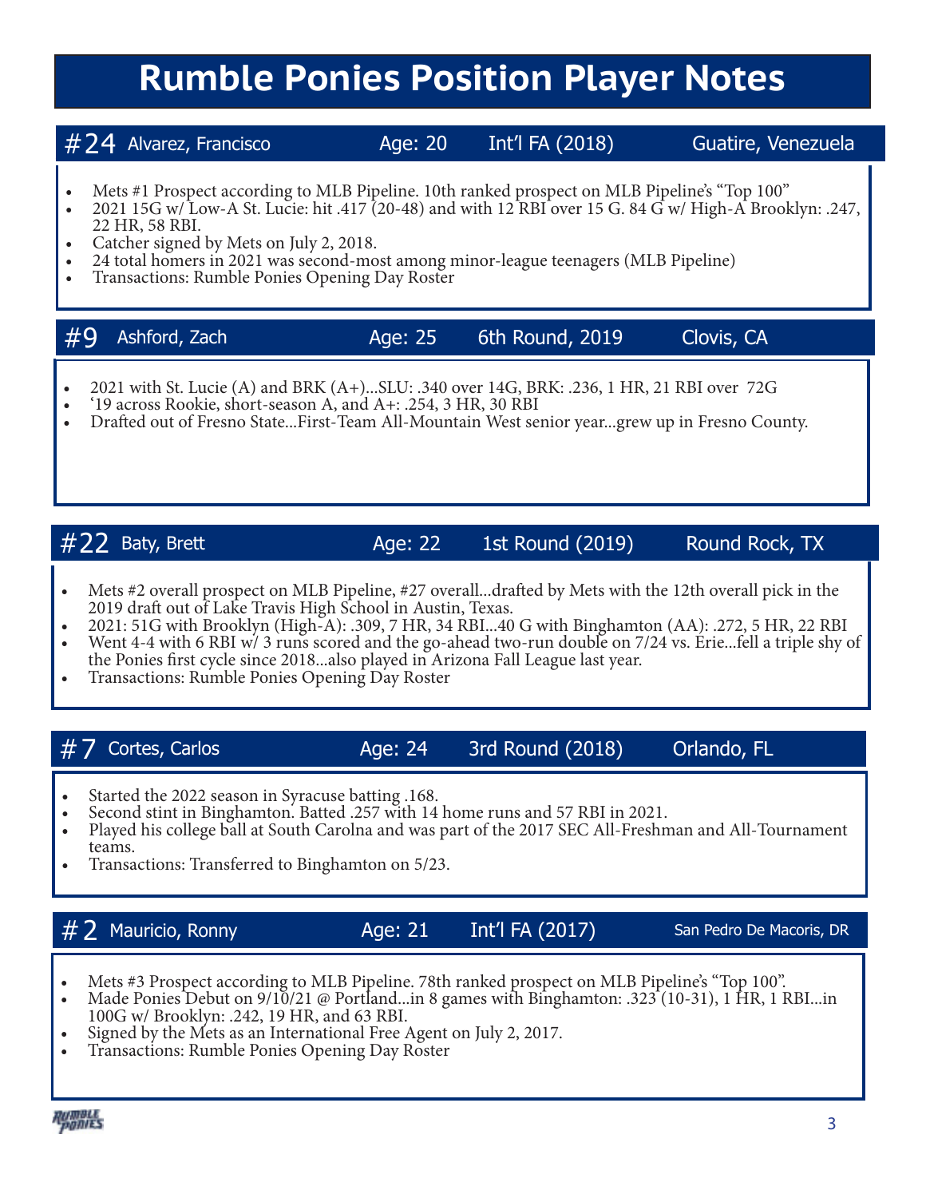# Rumble Ponies Position Player Notes

## #24 Alvarez, Francisco | Age: 20 | Int'l FA (2018) | Guatire, Venezuela

- Mets #1 Prospect according to MLB Pipeline. 10th ranked prospect on MLB Pipeline's "Top 100"
- 2021 15G w/ Low-A St. Lucie: hit .417 (20-48) and with 12 RBI over 15 G. 84 G w/ High-A Brooklyn: .247, 22 HR, 58 RBI.
- Catcher signed by Mets on July 2, 2018.
- 24 total homers in 2021 was second-most among minor-league teenagers (MLB Pipeline)
- Transactions: Rumble Ponies Opening Day Roster

## #9 Ashford, Zach | Age: 25 | 6th Round, 2019 | Clovis, CA

- 2021 with St. Lucie (A) and BRK (A+)…SLU: .340 over 14G, BRK: .236, 1 HR, 21 RBI over 72G
- '19 across Rookie, short-season A, and A+: .254, 3 HR, 30 RBI
- Drafted out of Fresno State…First-Team All-Mountain West senior year…grew up in Fresno County.

## #22 Baty, Brett | Age: 22 | 1st Round (2019) | Round Rock, TX

- Mets #2 overall prospect on MLB Pipeline, #27 overall…drafted by Mets with the 12th overall pick in the 2019 draft out of Lake Travis High School in Austin, Texas.
- 2021: 51G with Brooklyn (High-A): .309, 7 HR, 34 RBI…40 G with Binghamton (AA): .272, 5 HR, 22 RBI
- Went 4-4 with 6 RBI w/ 3 runs scored and the go-ahead two-run double on 7/24 vs. Erie…fell a triple shy of the Ponies first cycle since 2018…also played in Arizona Fall League last year.
- Transactions: Rumble Ponies Opening Day Roster

## #7 Cortes, Carlos | Age: 24 | 3rd Round (2018) | Orlando, FL

- Started the 2022 season in Syracuse batting .168.
- Second stint in Binghamton. Batted .257 with 14 home runs and 57 RBI in 2021.
- Played his college ball at South Carolna and was part of the 2017 SEC All-Freshman and All-Tournament teams.
- Transactions: Transferred to Binghamton on 5/23.

## #2 Mauricio, Ronny | Age: 21 | Int'l FA (2017) | San Pedro De Macoris, DR

- Mets #3 Prospect according to MLB Pipeline. 78th ranked prospect on MLB Pipeline's "Top 100".
- Made Ponies Debut on 9/10/21 @ Portland…in 8 games with Binghamton: .323 (10-31), 1 HR, 1 RBI…in 100G w/ Brooklyn: .242, 19 HR, and 63 RBI.
- Signed by the Mets as an International Free Agent on July 2, 2017.
- Transactions: Rumble Ponies Opening Day Roster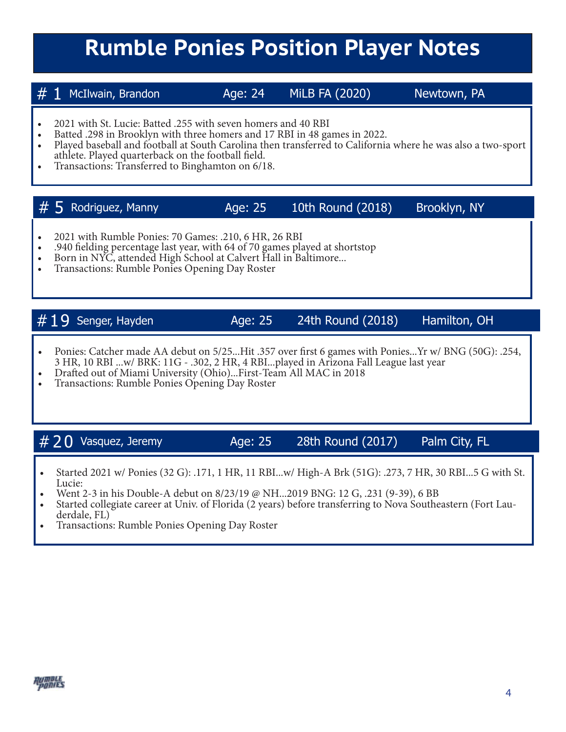# Rumble Ponies Position Player Notes

## # 1 McIlwain, Brandon | Age: 24 | MiLB FA (2020) | Newtown, PA

- 2021 with St. Lucie: Batted .255 with seven homers and 40 RBI
- Batted .298 in Brooklyn with three homers and 17 RBI in 48 games in 2022.
- Played baseball and football at South Carolina then transferred to California where he was also a two-sport athlete. Played quarterback on the football field.
- Transactions: Transferred to Binghamton on 6/18.

## # 5 Rodriguez, Manny | Age: 25 | 10th Round (2018) | Brooklyn, NY

- 2021 with Rumble Ponies: 70 Games: .210, 6 HR, 26 RBI
- .940 fielding percentage last year, with 64 of 70 games played at shortstop
- Born in NYC, attended High School at Calvert Hall in Baltimore…
- Transactions: Rumble Ponies Opening Day Roster

## #19 Senger, Hayden | Age: 25 | 24th Round (2018) | Hamilton, OH

- Ponies: Catcher made AA debut on 5/25…Hit .357 over first 6 games with Ponies…Yr w/ BNG (50G): .254, 3 HR, 10 RBI …w/ BRK: 11G - .302, 2 HR, 4 RBI…played in Arizona Fall League last year
- Drafted out of Miami University (Ohio)…First-Team All MAC in 2018
- Transactions: Rumble Ponies Opening Day Roster

## #20 Vasquez, Jeremy | Age: 25 | 28th Round (2017) | Palm City, FL

- Started 2021 w/ Ponies (32 G): .171, 1 HR, 11 RBI…w/ High-A Brk (51G): .273, 7 HR, 30 RBI…5 G with St. Lucie:
- Went 2-3 in his Double-A debut on 8/23/19 @ NH…2019 BNG: 12 G, .231 (9-39), 6 BB
- Started collegiate career at Univ. of Florida (2 years) before transferring to Nova Southeastern (Fort Lauderdale, FL)
- Transactions: Rumble Ponies Opening Day Roster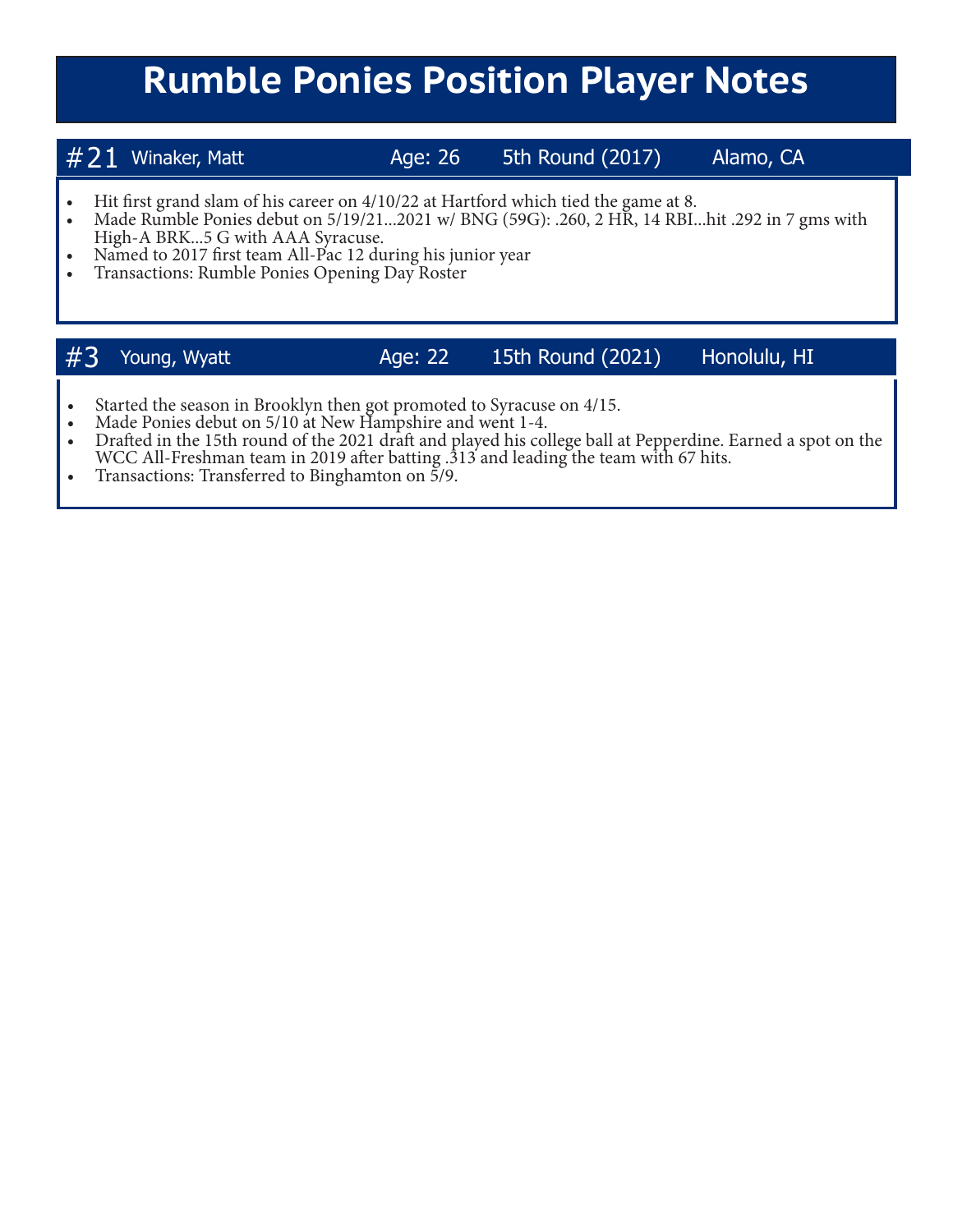# Rumble Ponies Position Player Notes

## #21 Winaker, Matt | Age: 26 | 5th Round (2017) | Alamo, CA

- Hit first grand slam of his career on 4/10/22 at Hartford which tied the game at 8.
- Made Rumble Ponies debut on 5/19/21...2021 w/ BNG (59G): .260, 2 HR, 14 RBI...hit .292 in 7 gms with High-A BRK...5 G with AAA Syracuse.
- Named to 2017 first team All-Pac 12 during his junior year
- Transactions: Rumble Ponies Opening Day Roster

## #3 Young, Wyatt | Age: 22 | 15th Round (2021) | Honolulu, HI

- Started the season in Brooklyn then got promoted to Syracuse on 4/15.
- Made Ponies debut on 5/10 at New Hampshire and went 1-4.
- Drafted in the 15th round of the 2021 draft and played his college ball at Pepperdine. Earned a spot on the WCC All-Freshman team in 2019 after batting .313 and leading the team with 67 hits.
- Transactions: Transferred to Binghamton on 5/9.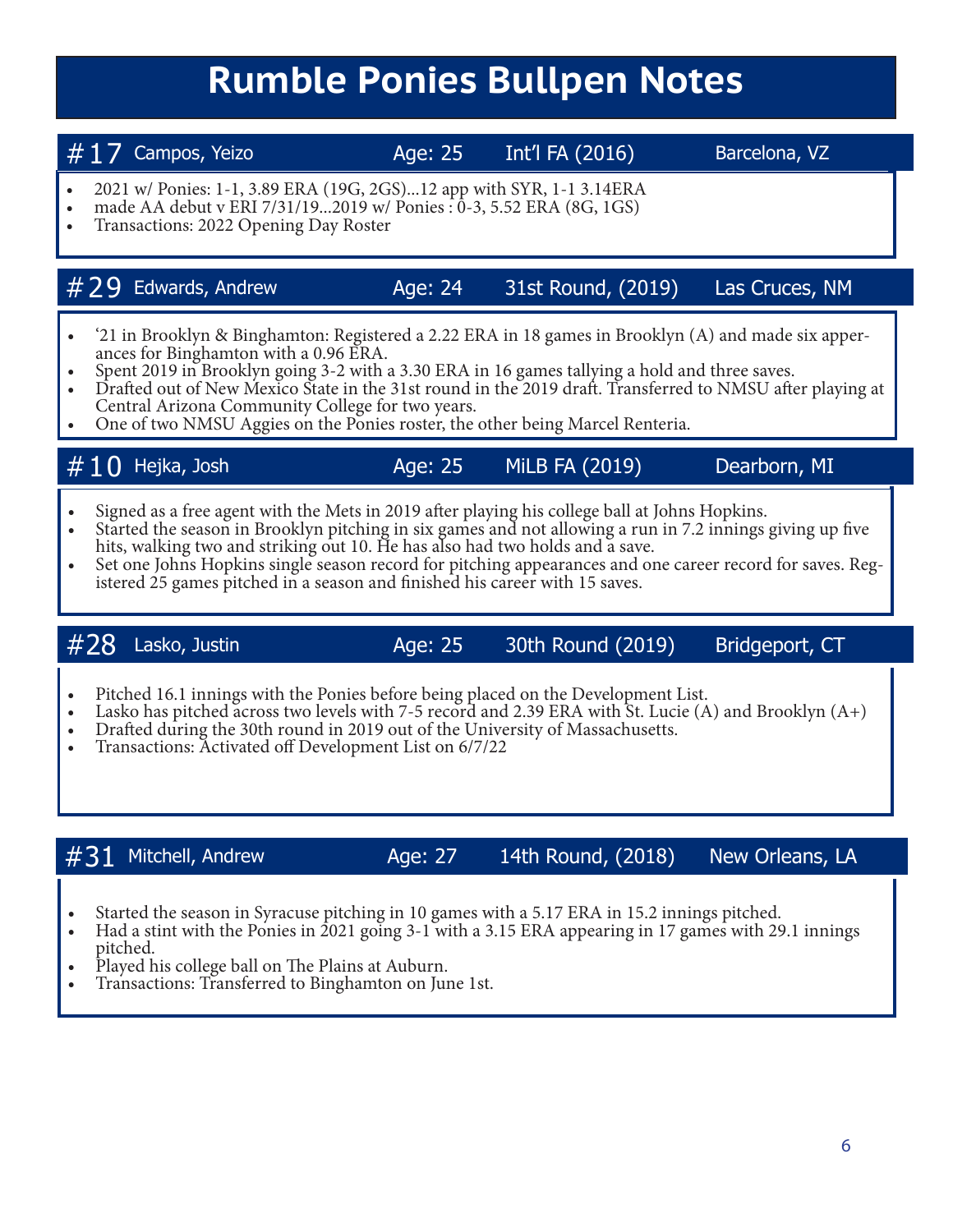# Rumble Ponies Bullpen Notes

## #17 Campos, Yeizo | Age: 25 | Int'l FA (2016) | Barcelona, VZ

- 2021 w/ Ponies: 1-1, 3.89 ERA (19G, 2GS)...12 app with SYR, 1-1 3.14ERA
- made AA debut v ERI 7/31/19...2019 w/ Ponies : 0-3, 5.52 ERA (8G, 1GS)
- Transactions: 2022 Opening Day Roster

## #29 Edwards, Andrew | Age: 24 | 31st Round, (2019) | Las Cruces, NM

- '21 in Brooklyn & Binghamton: Registered a 2.22 ERA in 18 games in Brooklyn (A) and made six appearances for Binghamton with a 0.96 ERA.
- Spent 2019 in Brooklyn going 3-2 with a 3.30 ERA in 16 games tallying a hold and three saves.
- Drafted out of New Mexico State in the 31st round in the 2019 draft. Transferred to NMSU after playing at Central Arizona Community College for two years.
- One of two NMSU Aggies on the Ponies roster, the other being Marcel Renteria.

## #10 Hejka, Josh | Age: 25 | MiLB FA (2019) | Dearborn, MI

- Signed as a free agent with the Mets in 2019 after playing his college ball at Johns Hopkins.
- Started the season in Brooklyn pitching in six games and not allowing a run in 7.2 innings giving up five hits, walking two and striking out 10. He has also had two holds and a save.
- Set one Johns Hopkins single season record for pitching appearances and one career record for saves. Registered 25 games pitched in a season and finished his career with 15 saves.

## #28 Lasko, Justin | Age: 25 | 30th Round (2019) | Bridgeport, CT

- Pitched 16.1 innings with the Ponies before being placed on the Development List.
- Lasko has pitched across two levels with 7-5 record and 2.39 ERA with St. Lucie (A) and Brooklyn (A+)
- Drafted during the 30th round in 2019 out of the University of Massachusetts.
- Transactions: Activated off Development List on 6/7/22

## #31 Mitchell, Andrew | Age: 27 | 14th Round, (2018) | New Orleans, LA

- Started the season in Syracuse pitching in 10 games with a 5.17 ERA in 15.2 innings pitched.
- Had a stint with the Ponies in 2021 going 3-1 with a 3.15 ERA appearing in 17 games with 29.1 innings pitched.
- Played his college ball on The Plains at Auburn.
- Transactions: Transferred to Binghamton on June 1st.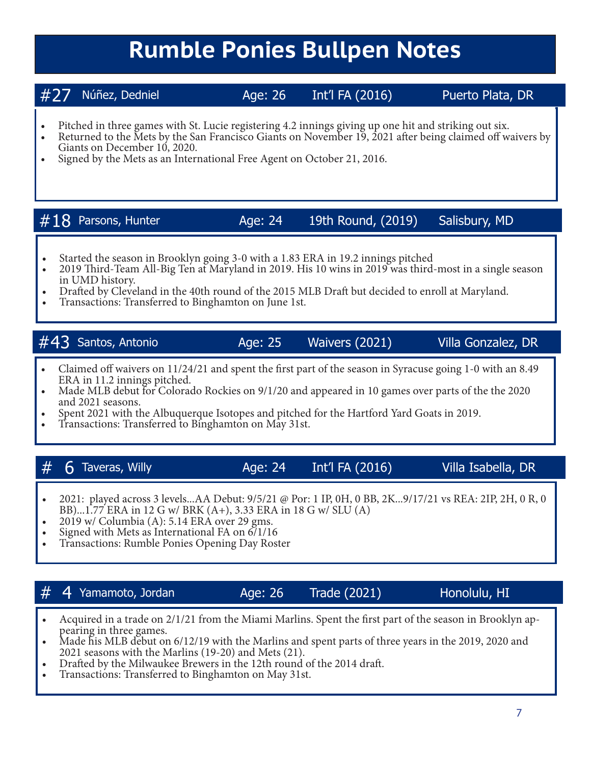# Rumble Ponies Bullpen Notes

## #27 Núñez, Dedniel — Age: 26 — Int'l FA (2016) — Puerto Plata, DR

- Pitched in three games with St. Lucie registering 4.2 innings giving up one hit and striking out six.
- Returned to the Mets by the San Francisco Giants on November 19, 2021 after being claimed off waivers by Giants on December 10, 2020.
- Signed by the Mets as an International Free Agent on October 21, 2016.

## #18 Parsons, Hunter — Age: 24 — 19th Round, (2019) — Salisbury, MD

- Started the season in Brooklyn going 3-0 with a 1.83 ERA in 19.2 innings pitched
- 2019 Third-Team All-Big Ten at Maryland in 2019. His 10 wins in 2019 was third-most in a single season in UMD history.
- Drafted by Cleveland in the 40th round of the 2015 MLB Draft but decided to enroll at Maryland.
- Transactions: Transferred to Binghamton on June 1st.

## #43 Santos, Antonio — Age: 25 — Waivers (2021) — Villa Gonzalez, DR

- Claimed off waivers on 11/24/21 and spent the first part of the season in Syracuse going 1-0 with an 8.49 ERA in 11.2 innings pitched.
- Made MLB debut for Colorado Rockies on 9/1/20 and appeared in 10 games over parts of the the 2020 and 2021 seasons.
- Spent 2021 with the Albuquerque Isotopes and pitched for the Hartford Yard Goats in 2019.
- Transactions: Transferred to Binghamton on May 31st.

## # 6 Taveras, Willy — Age: 24 — Int'l FA (2016) — Villa Isabella, DR

- 2021: played across 3 levels...AA Debut: 9/5/21 @ Por: 1 IP, 0H, 0 BB, 2K...9/17/21 vs REA: 2IP, 2H, 0 R, 0 BB)...1.77 ERA in 12 G w/ BRK (A+), 3.33 ERA in 18 G w/ SLU (A)
- 2019 w/ Columbia (A): 5.14 ERA over 29 gms.
- Signed with Mets as International FA on 6/1/16
- Transactions: Rumble Ponies Opening Day Roster

## # 4 Yamamoto, Jordan — Age: 26 — Trade (2021) — Honolulu, HI

- Acquired in a trade on 2/1/21 from the Miami Marlins. Spent the first part of the season in Brooklyn appearing in three games.
- Made his MLB debut on 6/12/19 with the Marlins and spent parts of three years in the 2019, 2020 and 2021 seasons with the Marlins (19-20) and Mets (21).
- Drafted by the Milwaukee Brewers in the 12th round of the 2014 draft.
- Transactions: Transferred to Binghamton on May 31st.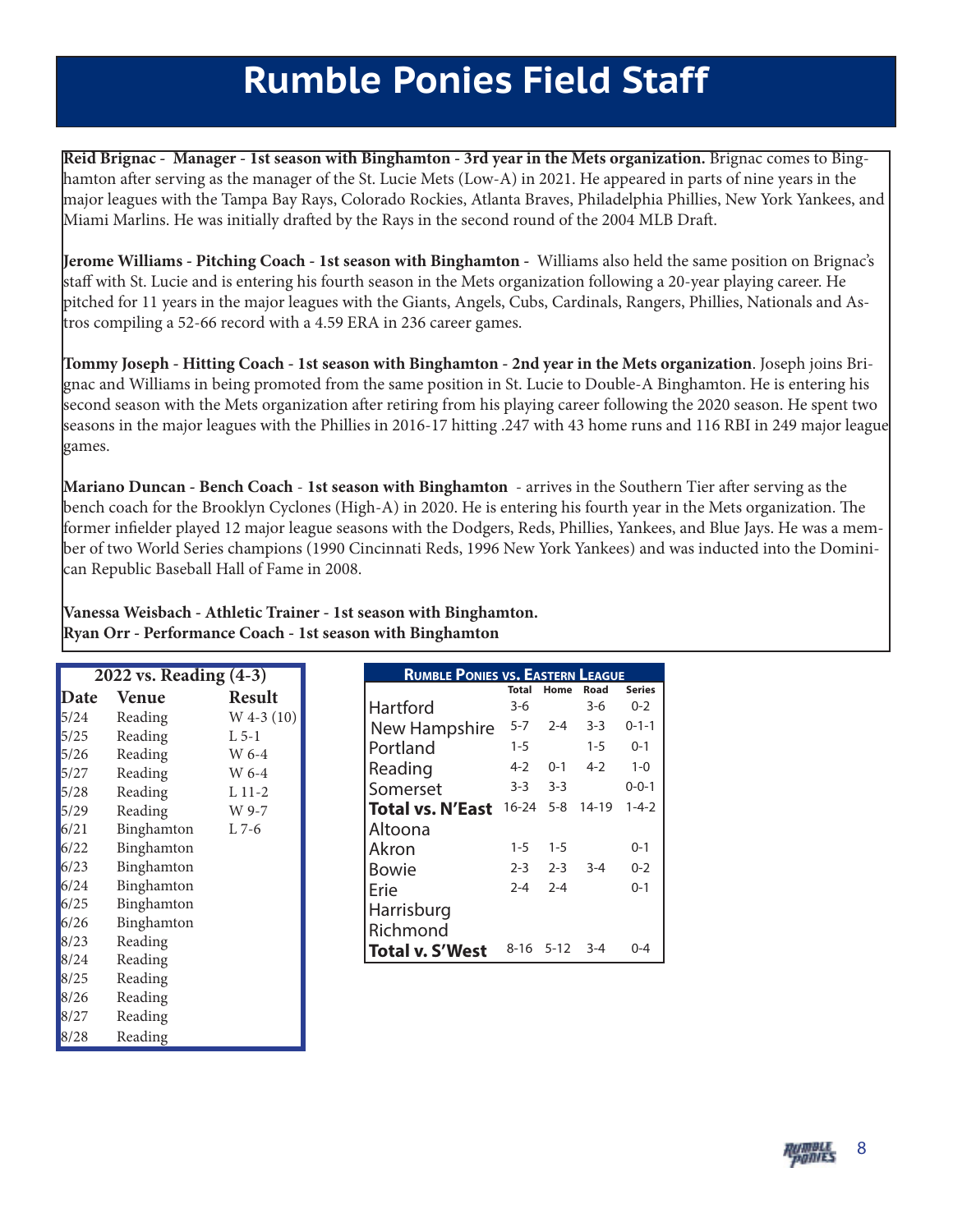# Rumble Ponies Field Staff

**Reid Brignac - Manager - 1st season with Binghamton - 3rd year in the Mets organization.** Brignac comes to Binghamton after serving as the manager of the St. Lucie Mets (Low-A) in 2021. He appeared in parts of nine years in the major leagues with the Tampa Bay Rays, Colorado Rockies, Atlanta Braves, Philadelphia Phillies, New York Yankees, and Miami Marlins. He was initially drafted by the Rays in the second round of the 2004 MLB Draft.

**Jerome Williams - Pitching Coach - 1st season with Binghamton -** Williams also held the same position on Brignac's staff with St. Lucie and is entering his fourth season in the Mets organization following a 20-year playing career. He pitched for 11 years in the major leagues with the Giants, Angels, Cubs, Cardinals, Rangers, Phillies, Nationals and Astros compiling a 52-66 record with a 4.59 ERA in 236 career games.

**Tommy Joseph - Hitting Coach - 1st season with Binghamton - 2nd year in the Mets organization**. Joseph joins Brignac and Williams in being promoted from the same position in St. Lucie to Double-A Binghamton. He is entering his second season with the Mets organization after retiring from his playing career following the 2020 season. He spent two seasons in the major leagues with the Phillies in 2016-17 hitting .247 with 43 home runs and 116 RBI in 249 major league games.

**Mariano Duncan - Bench Coach - 1st season with Binghamton** - arrives in the Southern Tier after serving as the bench coach for the Brooklyn Cyclones (High-A) in 2020. He is entering his fourth year in the Mets organization. The former infielder played 12 major league seasons with the Dodgers, Reds, Phillies, Yankees, and Blue Jays. He was a member of two World Series champions (1990 Cincinnati Reds, 1996 New York Yankees) and was inducted into the Dominican Republic Baseball Hall of Fame in 2008.

**Vanessa Weisbach - Athletic Trainer - 1st season with Binghamton.**
**Ryan Orr - Performance Coach - 1st season with Binghamton**

**2022 vs. Reading (4-3)**

| Date | Venue | Result |
|---|---|---|
| 5/24 | Reading | W 4-3 (10) |
| 5/25 | Reading | L 5-1 |
| 5/26 | Reading | W 6-4 |
| 5/27 | Reading | W 6-4 |
| 5/28 | Reading | L 11-2 |
| 5/29 | Reading | W 9-7 |
| 6/21 | Binghamton | L 7-6 |
| 6/22 | Binghamton | |
| 6/23 | Binghamton | |
| 6/24 | Binghamton | |
| 6/25 | Binghamton | |
| 6/26 | Binghamton | |
| 8/23 | Reading | |
| 8/24 | Reading | |
| 8/25 | Reading | |
| 8/26 | Reading | |
| 8/27 | Reading | |
| 8/28 | Reading | |

**Rumble Ponies vs. Eastern League**

| | Total | Home | Road | Series |
|---|---|---|---|---|
| Hartford | 3-6 | | 3-6 | 0-2 |
| New Hampshire | 5-7 | 2-4 | 3-3 | 0-1-1 |
| Portland | 1-5 | | 1-5 | 0-1 |
| Reading | 4-2 | 0-1 | 4-2 | 1-0 |
| Somerset | 3-3 | 3-3 | | 0-0-1 |
| **Total vs. N'East** | 16-24 | 5-8 | 14-19 | 1-4-2 |
| Altoona | | | | |
| Akron | 1-5 | 1-5 | | 0-1 |
| Bowie | 2-3 | 2-3 | 3-4 | 0-2 |
| Erie | 2-4 | 2-4 | | 0-1 |
| Harrisburg | | | | |
| Richmond | | | | |
| **Total v. S'West** | 8-16 | 5-12 | 3-4 | 0-4 |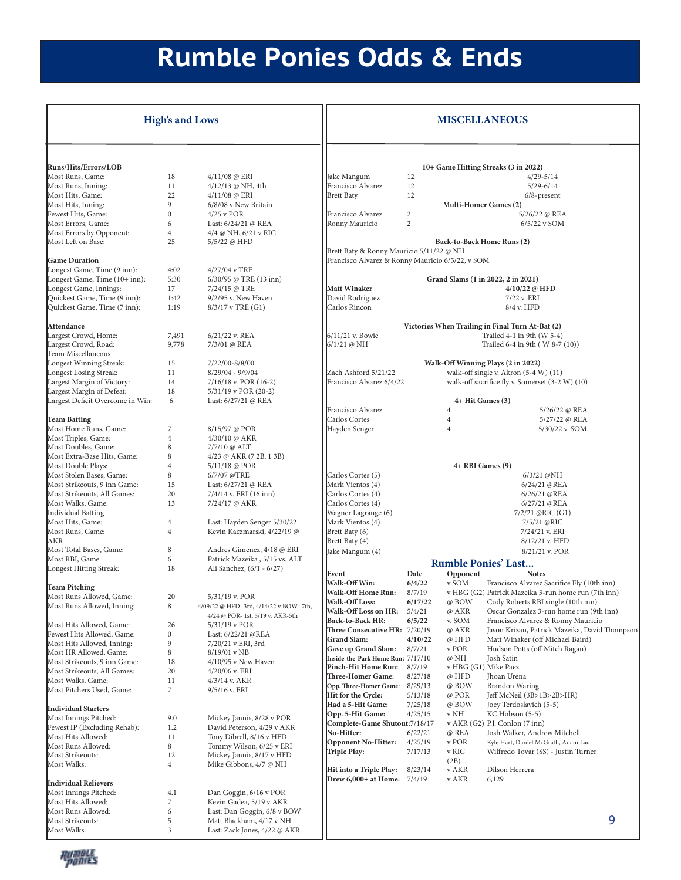# Rumble Ponies Odds & Ends

## High's and Lows

**Runs/Hits/Errors/LOB**

| | | |
|---|---|---|
| Most Runs, Game: | 18 | 4/11/08 @ ERI |
| Most Runs, Inning: | 11 | 4/12/13 @ NH, 4th |
| Most Hits, Game: | 22 | 4/11/08 @ ERI |
| Most Hits, Inning: | 9 | 6/8/08 v New Britain |
| Fewest Hits, Game: | 0 | 4/25 v POR |
| Most Errors, Game: | 6 | Last: 6/24/21 @ REA |
| Most Errors by Opponent: | 4 | 4/4 @ NH, 6/21 v RIC |
| Most Left on Base: | 25 | 5/5/22 @ HFD |

**Game Duration**

| | | |
|---|---|---|
| Longest Game, Time (9 inn): | 4:02 | 4/27/04 v TRE |
| Longest Game, Time (10+ inn): | 5:30 | 6/30/95 @ TRE (13 inn) |
| Longest Game, Innings: | 17 | 7/24/15 @ TRE |
| Quickest Game, Time (9 inn): | 1:42 | 9/2/95 v. New Haven |
| Quickest Game, Time (7 inn): | 1:19 | 8/3/17 v TRE (G1) |

**Attendance**

| | | |
|---|---|---|
| Largest Crowd, Home: | 7,491 | 6/21/22 v. REA |
| Largest Crowd, Road: | 9,778 | 7/3/01 @ REA |

Team Miscellaneous

| | | |
|---|---|---|
| Longest Winning Streak: | 15 | 7/22/00-8/8/00 |
| Longest Losing Streak: | 11 | 8/29/04 - 9/9/04 |
| Largest Margin of Victory: | 14 | 7/16/18 v. POR (16-2) |
| Largest Margin of Defeat: | 18 | 5/31/19 v POR (20-2) |
| Largest Deficit Overcome in Win: | 6 | Last: 6/27/21 @ REA |

**Team Batting**

| | | |
|---|---|---|
| Most Home Runs, Game: | 7 | 8/15/97 @ POR |
| Most Triples, Game: | 4 | 4/30/10 @ AKR |
| Most Doubles, Game: | 8 | 7/7/10 @ ALT |
| Most Extra-Base Hits, Game: | 8 | 4/23 @ AKR (7 2B, 1 3B) |
| Most Double Plays: | 4 | 5/11/18 @ POR |
| Most Stolen Bases, Game: | 8 | 6/7/07 @TRE |
| Most Strikeouts, 9 inn Game: | 15 | Last: 6/27/21 @ REA |
| Most Strikeouts, All Games: | 20 | 7/4/14 v. ERI (16 inn) |
| Most Walks, Game: | 13 | 7/24/17 @ AKR |

Individual Batting

| | | |
|---|---|---|
| Most Hits, Game: | 4 | Last: Hayden Senger 5/30/22 |
| Most Runs, Game: | 4 | Kevin Kaczmarski, 4/22/19 @ AKR |
| Most Total Bases, Game: | 8 | Andres Gimenez, 4/18 @ ERI |
| Most RBI, Game: | 6 | Patrick Mazeika , 5/15 vs. ALT |
| Longest Hitting Streak: | 18 | Ali Sanchez, (6/1 - 6/27) |

**Team Pitching**

| | | |
|---|---|---|
| Most Runs Allowed, Game: | 20 | 5/31/19 v. POR |
| Most Runs Allowed, Inning: | 8 | 4/09/22 @ HFD -3rd, 4/14/22 v BOW -7th, 4/24 @ POR- 1st, 5/19 v. AKR-5th |
| Most Hits Allowed, Game: | 26 | 5/31/19 v POR |
| Fewest Hits Allowed, Game: | 0 | Last: 6/22/21 @REA |
| Most Hits Allowed, Inning: | 9 | 7/20/21 v ERI, 3rd |
| Most HR Allowed, Game: | 8 | 8/19/01 v NB |
| Most Strikeouts, 9 inn Game: | 18 | 4/10/95 v New Haven |
| Most Strikeouts, All Games: | 20 | 4/20/06 v. ERI |
| Most Walks, Game: | 11 | 4/3/14 v. AKR |
| Most Pitchers Used, Game: | 7 | 9/5/16 v. ERI |

**Individual Starters**

| | | |
|---|---|---|
| Most Innings Pitched: | 9.0 | Mickey Jannis, 8/28 v POR |
| Fewest IP (Excluding Rehab): | 1.2 | David Peterson, 4/29 v AKR |
| Most Hits Allowed: | 11 | Tony Dibrell, 8/16 v HFD |
| Most Runs Allowed: | 8 | Tommy Wilson, 6/25 v ERI |
| Most Strikeouts: | 12 | Mickey Jannis, 8/17 v HFD |
| Most Walks: | 4 | Mike Gibbons, 4/7 @ NH |

**Individual Relievers**

| | | |
|---|---|---|
| Most Innings Pitched: | 4.1 | Dan Goggin, 6/16 v POR |
| Most Hits Allowed: | 7 | Kevin Gadea, 5/19 v AKR |
| Most Runs Allowed: | 6 | Last: Dan Goggin, 6/8 v BOW |
| Most Strikeouts: | 5 | Matt Blackham, 4/17 v NH |
| Most Walks: | 3 | Last: Zack Jones, 4/22 @ AKR |

## MISCELLANEOUS

**10+ Game Hitting Streaks (3 in 2022)**

| | | |
|---|---|---|
| Jake Mangum | 12 | 4/29-5/14 |
| Francisco Alvarez | 12 | 5/29-6/14 |
| Brett Baty | 12 | 6/8-present |

**Multi-Homer Games (2)**

| | | |
|---|---|---|
| Francisco Alvarez | 2 | 5/26/22 @ REA |
| Ronny Mauricio | 2 | 6/5/22 v SOM |

**Back-to-Back Home Runs (2)**

Brett Baty & Ronny Mauricio 5/11/22 @ NH
Francisco Alvarez & Ronny Mauricio 6/5/22, v SOM

**Grand Slams (1 in 2022, 2 in 2021)**

| | |
|---|---|
| **Matt Winaker** | **4/10/22 @ HFD** |
| David Rodriguez | 7/22 v. ERI |
| Carlos Rincon | 8/4 v. HFD |

**Victories When Trailing in Final Turn At-Bat (2)**

| | |
|---|---|
| 6/11/21 v. Bowie | Trailed 4-1 in 9th (W 5-4) |
| 6/1/21 @ NH | Trailed 6-4 in 9th ( W 8-7 (10)) |

**Walk-Off Winning Plays (2 in 2022)**

| | |
|---|---|
| Zach Ashford 5/21/22 | walk-off single v. Akron (5-4 W) (11) |
| Francisco Alvarez 6/4/22 | walk-off sacrifice fly v. Somerset (3-2 W) (10) |

**4+ Hit Games (3)**

| | | |
|---|---|---|
| Francisco Alvarez | 4 | 5/26/22 @ REA |
| Carlos Cortes | 4 | 5/27/22 @ REA |
| Hayden Senger | 4 | 5/30/22 v. SOM |

**4+ RBI Games (9)**

| | |
|---|---|
| Carlos Cortes (5) | 6/3/21 @NH |
| Mark Vientos (4) | 6/24/21 @REA |
| Carlos Cortes (4) | 6/26/21 @REA |
| Carlos Cortes (4) | 6/27/21 @REA |
| Wagner Lagrange (6) | 7/2/21 @RIC (G1) |
| Mark Vientos (4) | 7/5/21 @RIC |
| Brett Baty (6) | 7/24/21 v. ERI |
| Brett Baty (4) | 8/12/21 v. HFD |
| Jake Mangum (4) | 8/21/21 v. POR |

## Rumble Ponies' Last...

| Event | Date | Opponent | Notes |
|---|---|---|---|
| **Walk-Off Win:** | **6/4/22** | v SOM | Francisco Alvarez Sacrifice Fly (10th inn) |
| **Walk-Off Home Run:** | 8/7/19 | v HBG (G2) | Patrick Mazeika 3-run home run (7th inn) |
| **Walk-Off Loss:** | **6/17/22** | @ BOW | Cody Roberts RBI single (10th inn) |
| **Walk-Off Loss on HR:** | 5/4/21 | @ AKR | Oscar Gonzalez 3-run home run (9th inn) |
| **Back-to-Back HR:** | **6/5/22** | v. SOM | Francisco Alvarez & Ronny Mauricio |
| **Three Consecutive HR:** | 7/20/19 | @ AKR | Jason Krizan, Patrick Mazeika, David Thompson |
| **Grand Slam:** | **4/10/22** | @ HFD | Matt Winaker (off Michael Baird) |
| **Gave up Grand Slam:** | 8/7/21 | v POR | Hudson Potts (off Mitch Ragan) |
| **Inside-the-Park Home Run:** | 7/17/10 | @ NH | Josh Satin |
| **Pinch-Hit Home Run:** | 8/7/19 | v HBG (G1) | Mike Paez |
| **Three-Homer Game:** | 8/27/18 | @ HFD | Jhoan Urena |
| **Opp. Three-Homer Game:** | 8/29/13 | @ BOW | Brandon Waring |
| **Hit for the Cycle:** | 5/13/18 | @ POR | Jeff McNeil (3B>1B>2B>HR) |
| **Had a 5-Hit Game:** | 7/25/18 | @ BOW | Joey Terdoslavich (5-5) |
| **Opp. 5-Hit Game:** | 4/25/15 | v NH | KC Hobson (5-5) |
| **Complete-Game Shutout:** | 7/18/17 | v AKR (G2) | P.J. Conlon (7 inn) |
| **No-Hitter:** | 6/22/21 | @ REA | Josh Walker, Andrew Mitchell |
| **Opponent No-Hitter:** | 4/25/19 | v POR | Kyle Hart, Daniel McGrath, Adam Lau |
| **Triple Play:** | 7/17/13 | v RIC (2B) | Wilfredo Tovar (SS) - Justin Turner |
| **Hit into a Triple Play:** | 8/23/14 | v AKR | Dilson Herrera |
| **Drew 6,000+ at Home:** | 7/4/19 | v AKR | 6,129 |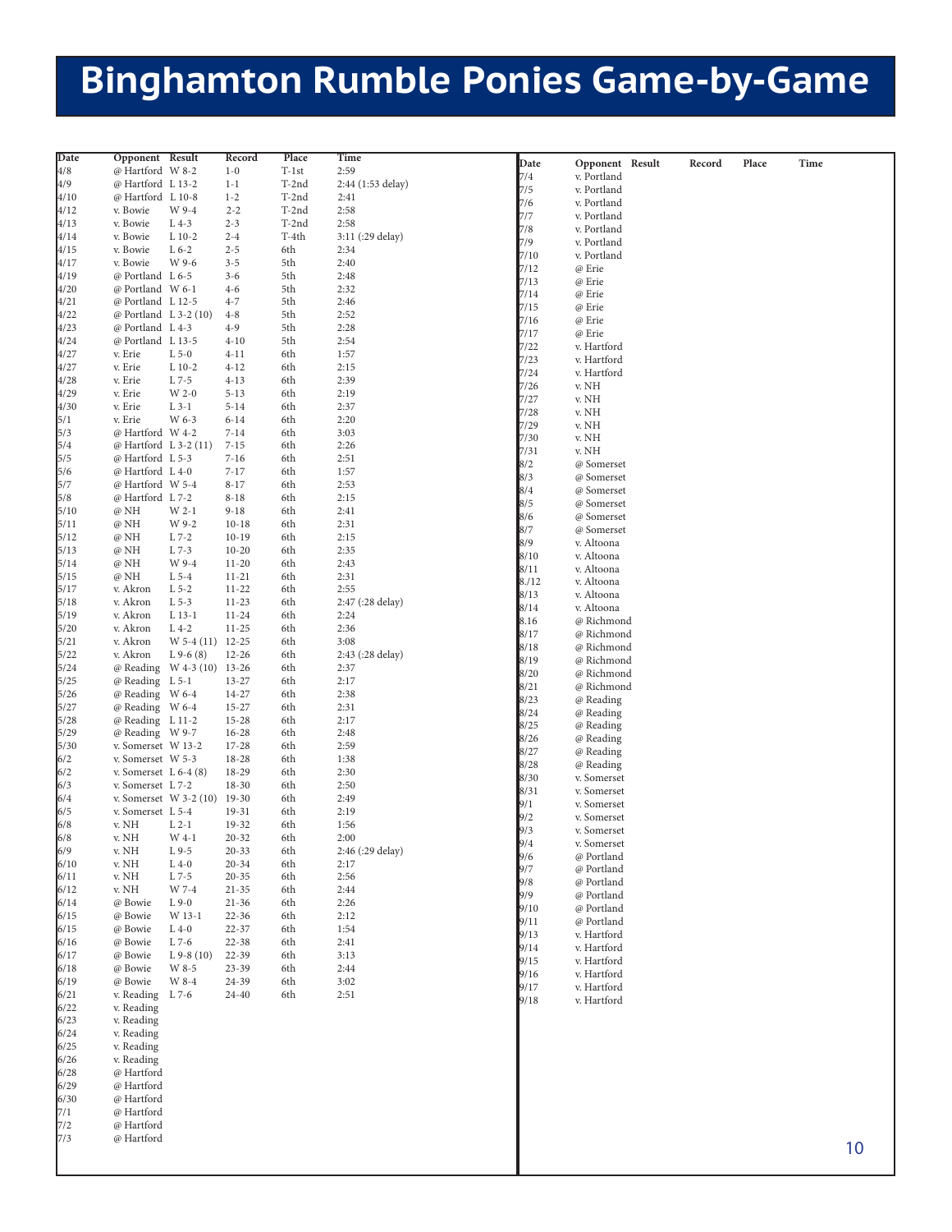# Binghamton Rumble Ponies Game-by-Game

| Date | Opponent | Result | Record | Place | Time |
|---|---|---|---|---|---|
| 4/8 | @ Hartford | W 8-2 | 1-0 | T-1st | 2:59 |
| 4/9 | @ Hartford | L 13-2 | 1-1 | T-2nd | 2:44 (1:53 delay) |
| 4/10 | @ Hartford | L 10-8 | 1-2 | T-2nd | 2:41 |
| 4/12 | v. Bowie | W 9-4 | 2-2 | T-2nd | 2:58 |
| 4/13 | v. Bowie | L 4-3 | 2-3 | T-2nd | 2:58 |
| 4/14 | v. Bowie | L 10-2 | 2-4 | T-4th | 3:11 (:29 delay) |
| 4/15 | v. Bowie | L 6-2 | 2-5 | 6th | 2:34 |
| 4/17 | v. Bowie | W 9-6 | 3-5 | 5th | 2:40 |
| 4/19 | @ Portland | L 6-5 | 3-6 | 5th | 2:48 |
| 4/20 | @ Portland | W 6-1 | 4-6 | 5th | 2:32 |
| 4/21 | @ Portland | L 12-5 | 4-7 | 5th | 2:46 |
| 4/22 | @ Portland | L 3-2 (10) | 4-8 | 5th | 2:52 |
| 4/23 | @ Portland | L 4-3 | 4-9 | 5th | 2:28 |
| 4/24 | @ Portland | L 13-5 | 4-10 | 5th | 2:54 |
| 4/27 | v. Erie | L 5-0 | 4-11 | 6th | 1:57 |
| 4/27 | v. Erie | L 10-2 | 4-12 | 6th | 2:15 |
| 4/28 | v. Erie | L 7-5 | 4-13 | 6th | 2:39 |
| 4/29 | v. Erie | W 2-0 | 5-13 | 6th | 2:19 |
| 4/30 | v. Erie | L 3-1 | 5-14 | 6th | 2:37 |
| 5/1 | v. Erie | W 6-3 | 6-14 | 6th | 2:20 |
| 5/3 | @ Hartford | W 4-2 | 7-14 | 6th | 3:03 |
| 5/4 | @ Hartford | L 3-2 (11) | 7-15 | 6th | 2:26 |
| 5/5 | @ Hartford | L 5-3 | 7-16 | 6th | 2:51 |
| 5/6 | @ Hartford | L 4-0 | 7-17 | 6th | 1:57 |
| 5/7 | @ Hartford | W 5-4 | 8-17 | 6th | 2:53 |
| 5/8 | @ Hartford | L 7-2 | 8-18 | 6th | 2:15 |
| 5/10 | @ NH | W 2-1 | 9-18 | 6th | 2:41 |
| 5/11 | @ NH | W 9-2 | 10-18 | 6th | 2:31 |
| 5/12 | @ NH | L 7-2 | 10-19 | 6th | 2:15 |
| 5/13 | @ NH | L 7-3 | 10-20 | 6th | 2:35 |
| 5/14 | @ NH | W 9-4 | 11-20 | 6th | 2:43 |
| 5/15 | @ NH | L 5-4 | 11-21 | 6th | 2:31 |
| 5/17 | v. Akron | L 5-2 | 11-22 | 6th | 2:55 |
| 5/18 | v. Akron | L 5-3 | 11-23 | 6th | 2:47 (:28 delay) |
| 5/19 | v. Akron | L 13-1 | 11-24 | 6th | 2:24 |
| 5/20 | v. Akron | L 4-2 | 11-25 | 6th | 2:36 |
| 5/21 | v. Akron | W 5-4 (11) | 12-25 | 6th | 3:08 |
| 5/22 | v. Akron | L 9-6 (8) | 12-26 | 6th | 2:43 (:28 delay) |
| 5/24 | @ Reading | W 4-3 (10) | 13-26 | 6th | 2:37 |
| 5/25 | @ Reading | L 5-1 | 13-27 | 6th | 2:17 |
| 5/26 | @ Reading | W 6-4 | 14-27 | 6th | 2:38 |
| 5/27 | @ Reading | W 6-4 | 15-27 | 6th | 2:31 |
| 5/28 | @ Reading | L 11-2 | 15-28 | 6th | 2:17 |
| 5/29 | @ Reading | W 9-7 | 16-28 | 6th | 2:48 |
| 5/30 | v. Somerset | W 13-2 | 17-28 | 6th | 2:59 |
| 6/2 | v. Somerset | W 5-3 | 18-28 | 6th | 1:38 |
| 6/2 | v. Somerset | L 6-4 (8) | 18-29 | 6th | 2:30 |
| 6/3 | v. Somerset | L 7-2 | 18-30 | 6th | 2:50 |
| 6/4 | v. Somerset | W 3-2 (10) | 19-30 | 6th | 2:49 |
| 6/5 | v. Somerset | L 5-4 | 19-31 | 6th | 2:19 |
| 6/8 | v. NH | L 2-1 | 19-32 | 6th | 1:56 |
| 6/8 | v. NH | W 4-1 | 20-32 | 6th | 2:00 |
| 6/9 | v. NH | L 9-5 | 20-33 | 6th | 2:46 (:29 delay) |
| 6/10 | v. NH | L 4-0 | 20-34 | 6th | 2:17 |
| 6/11 | v. NH | L 7-5 | 20-35 | 6th | 2:56 |
| 6/12 | v. NH | W 7-4 | 21-35 | 6th | 2:44 |
| 6/14 | @ Bowie | L 9-0 | 21-36 | 6th | 2:26 |
| 6/15 | @ Bowie | W 13-1 | 22-36 | 6th | 2:12 |
| 6/15 | @ Bowie | L 4-0 | 22-37 | 6th | 1:54 |
| 6/16 | @ Bowie | L 7-6 | 22-38 | 6th | 2:41 |
| 6/17 | @ Bowie | L 9-8 (10) | 22-39 | 6th | 3:13 |
| 6/18 | @ Bowie | W 8-5 | 23-39 | 6th | 2:44 |
| 6/19 | @ Bowie | W 8-4 | 24-39 | 6th | 3:02 |
| 6/21 | v. Reading | L 7-6 | 24-40 | 6th | 2:51 |
| 6/22 | v. Reading | | | | |
| 6/23 | v. Reading | | | | |
| 6/24 | v. Reading | | | | |
| 6/25 | v. Reading | | | | |
| 6/26 | v. Reading | | | | |
| 6/28 | @ Hartford | | | | |
| 6/29 | @ Hartford | | | | |
| 6/30 | @ Hartford | | | | |
| 7/1 | @ Hartford | | | | |
| 7/2 | @ Hartford | | | | |
| 7/3 | @ Hartford | | | | |
| 7/4 | v. Portland | | | | |
| 7/5 | v. Portland | | | | |
| 7/6 | v. Portland | | | | |
| 7/7 | v. Portland | | | | |
| 7/8 | v. Portland | | | | |
| 7/9 | v. Portland | | | | |
| 7/10 | v. Portland | | | | |
| 7/12 | @ Erie | | | | |
| 7/13 | @ Erie | | | | |
| 7/14 | @ Erie | | | | |
| 7/15 | @ Erie | | | | |
| 7/16 | @ Erie | | | | |
| 7/17 | @ Erie | | | | |
| 7/22 | v. Hartford | | | | |
| 7/23 | v. Hartford | | | | |
| 7/24 | v. Hartford | | | | |
| 7/26 | v. NH | | | | |
| 7/27 | v. NH | | | | |
| 7/28 | v. NH | | | | |
| 7/29 | v. NH | | | | |
| 7/30 | v. NH | | | | |
| 7/31 | v. NH | | | | |
| 8/2 | @ Somerset | | | | |
| 8/3 | @ Somerset | | | | |
| 8/4 | @ Somerset | | | | |
| 8/5 | @ Somerset | | | | |
| 8/6 | @ Somerset | | | | |
| 8/7 | @ Somerset | | | | |
| 8/9 | v. Altoona | | | | |
| 8/10 | v. Altoona | | | | |
| 8/11 | v. Altoona | | | | |
| 8./12 | v. Altoona | | | | |
| 8/13 | v. Altoona | | | | |
| 8/14 | v. Altoona | | | | |
| 8.16 | @ Richmond | | | | |
| 8/17 | @ Richmond | | | | |
| 8/18 | @ Richmond | | | | |
| 8/19 | @ Richmond | | | | |
| 8/20 | @ Richmond | | | | |
| 8/21 | @ Richmond | | | | |
| 8/23 | @ Reading | | | | |
| 8/24 | @ Reading | | | | |
| 8/25 | @ Reading | | | | |
| 8/26 | @ Reading | | | | |
| 8/27 | @ Reading | | | | |
| 8/28 | @ Reading | | | | |
| 8/30 | v. Somerset | | | | |
| 8/31 | v. Somerset | | | | |
| 9/1 | v. Somerset | | | | |
| 9/2 | v. Somerset | | | | |
| 9/3 | v. Somerset | | | | |
| 9/4 | v. Somerset | | | | |
| 9/6 | @ Portland | | | | |
| 9/7 | @ Portland | | | | |
| 9/8 | @ Portland | | | | |
| 9/9 | @ Portland | | | | |
| 9/10 | @ Portland | | | | |
| 9/11 | @ Portland | | | | |
| 9/13 | v. Hartford | | | | |
| 9/14 | v. Hartford | | | | |
| 9/15 | v. Hartford | | | | |
| 9/16 | v. Hartford | | | | |
| 9/17 | v. Hartford | | | | |
| 9/18 | v. Hartford | | | | |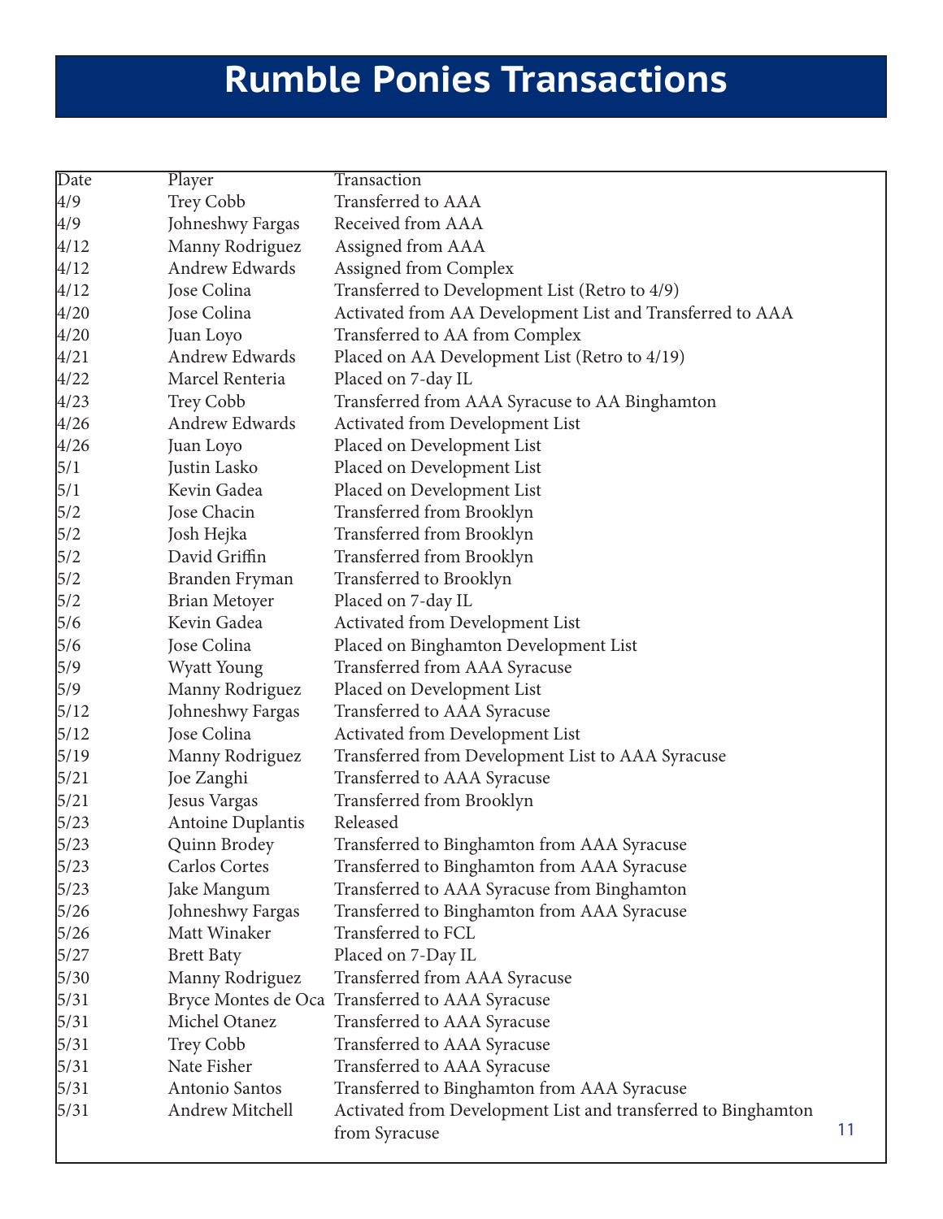# Rumble Ponies Transactions

| Date | Player | Transaction |
|---|---|---|
| 4/9 | Trey Cobb | Transferred to AAA |
| 4/9 | Johneshwy Fargas | Received from AAA |
| 4/12 | Manny Rodriguez | Assigned from AAA |
| 4/12 | Andrew Edwards | Assigned from Complex |
| 4/12 | Jose Colina | Transferred to Development List (Retro to 4/9) |
| 4/20 | Jose Colina | Activated from AA Development List and Transferred to AAA |
| 4/20 | Juan Loyo | Transferred to AA from Complex |
| 4/21 | Andrew Edwards | Placed on AA Development List (Retro to 4/19) |
| 4/22 | Marcel Renteria | Placed on 7-day IL |
| 4/23 | Trey Cobb | Transferred from AAA Syracuse to AA Binghamton |
| 4/26 | Andrew Edwards | Activated from Development List |
| 4/26 | Juan Loyo | Placed on Development List |
| 5/1 | Justin Lasko | Placed on Development List |
| 5/1 | Kevin Gadea | Placed on Development List |
| 5/2 | Jose Chacin | Transferred from Brooklyn |
| 5/2 | Josh Hejka | Transferred from Brooklyn |
| 5/2 | David Griffin | Transferred from Brooklyn |
| 5/2 | Branden Fryman | Transferred to Brooklyn |
| 5/2 | Brian Metoyer | Placed on 7-day IL |
| 5/6 | Kevin Gadea | Activated from Development List |
| 5/6 | Jose Colina | Placed on Binghamton Development List |
| 5/9 | Wyatt Young | Transferred from AAA Syracuse |
| 5/9 | Manny Rodriguez | Placed on Development List |
| 5/12 | Johneshwy Fargas | Transferred to AAA Syracuse |
| 5/12 | Jose Colina | Activated from Development List |
| 5/19 | Manny Rodriguez | Transferred from Development List to AAA Syracuse |
| 5/21 | Joe Zanghi | Transferred to AAA Syracuse |
| 5/21 | Jesus Vargas | Transferred from Brooklyn |
| 5/23 | Antoine Duplantis | Released |
| 5/23 | Quinn Brodey | Transferred to Binghamton from AAA Syracuse |
| 5/23 | Carlos Cortes | Transferred to Binghamton from AAA Syracuse |
| 5/23 | Jake Mangum | Transferred to AAA Syracuse from Binghamton |
| 5/26 | Johneshwy Fargas | Transferred to Binghamton from AAA Syracuse |
| 5/26 | Matt Winaker | Transferred to FCL |
| 5/27 | Brett Baty | Placed on 7-Day IL |
| 5/30 | Manny Rodriguez | Transferred from AAA Syracuse |
| 5/31 | Bryce Montes de Oca | Transferred to AAA Syracuse |
| 5/31 | Michel Otanez | Transferred to AAA Syracuse |
| 5/31 | Trey Cobb | Transferred to AAA Syracuse |
| 5/31 | Nate Fisher | Transferred to AAA Syracuse |
| 5/31 | Antonio Santos | Transferred to Binghamton from AAA Syracuse |
| 5/31 | Andrew Mitchell | Activated from Development List and transferred to Binghamton from Syracuse |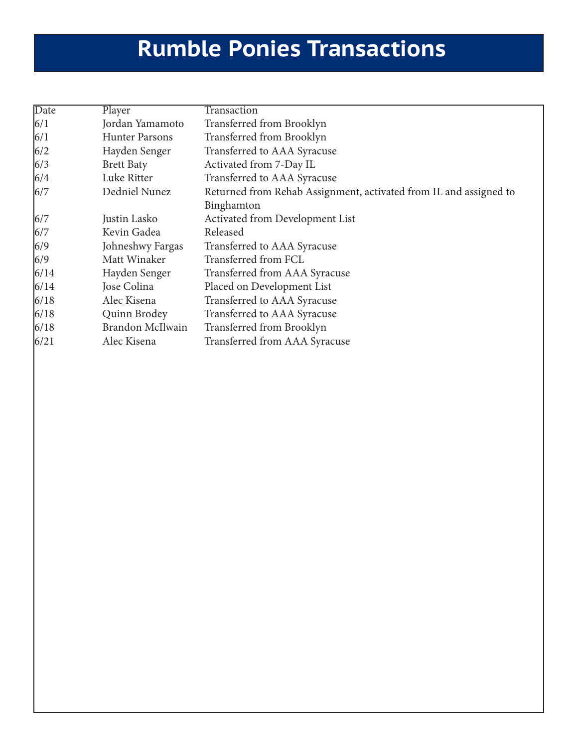# Rumble Ponies Transactions

| Date | Player | Transaction |
|---|---|---|
| 6/1 | Jordan Yamamoto | Transferred from Brooklyn |
| 6/1 | Hunter Parsons | Transferred from Brooklyn |
| 6/2 | Hayden Senger | Transferred to AAA Syracuse |
| 6/3 | Brett Baty | Activated from 7-Day IL |
| 6/4 | Luke Ritter | Transferred to AAA Syracuse |
| 6/7 | Dedniel Nunez | Returned from Rehab Assignment, activated from IL and assigned to Binghamton |
| 6/7 | Justin Lasko | Activated from Development List |
| 6/7 | Kevin Gadea | Released |
| 6/9 | Johneshwy Fargas | Transferred to AAA Syracuse |
| 6/9 | Matt Winaker | Transferred from FCL |
| 6/14 | Hayden Senger | Transferred from AAA Syracuse |
| 6/14 | Jose Colina | Placed on Development List |
| 6/18 | Alec Kisena | Transferred to AAA Syracuse |
| 6/18 | Quinn Brodey | Transferred to AAA Syracuse |
| 6/18 | Brandon McIlwain | Transferred from Brooklyn |
| 6/21 | Alec Kisena | Transferred from AAA Syracuse |